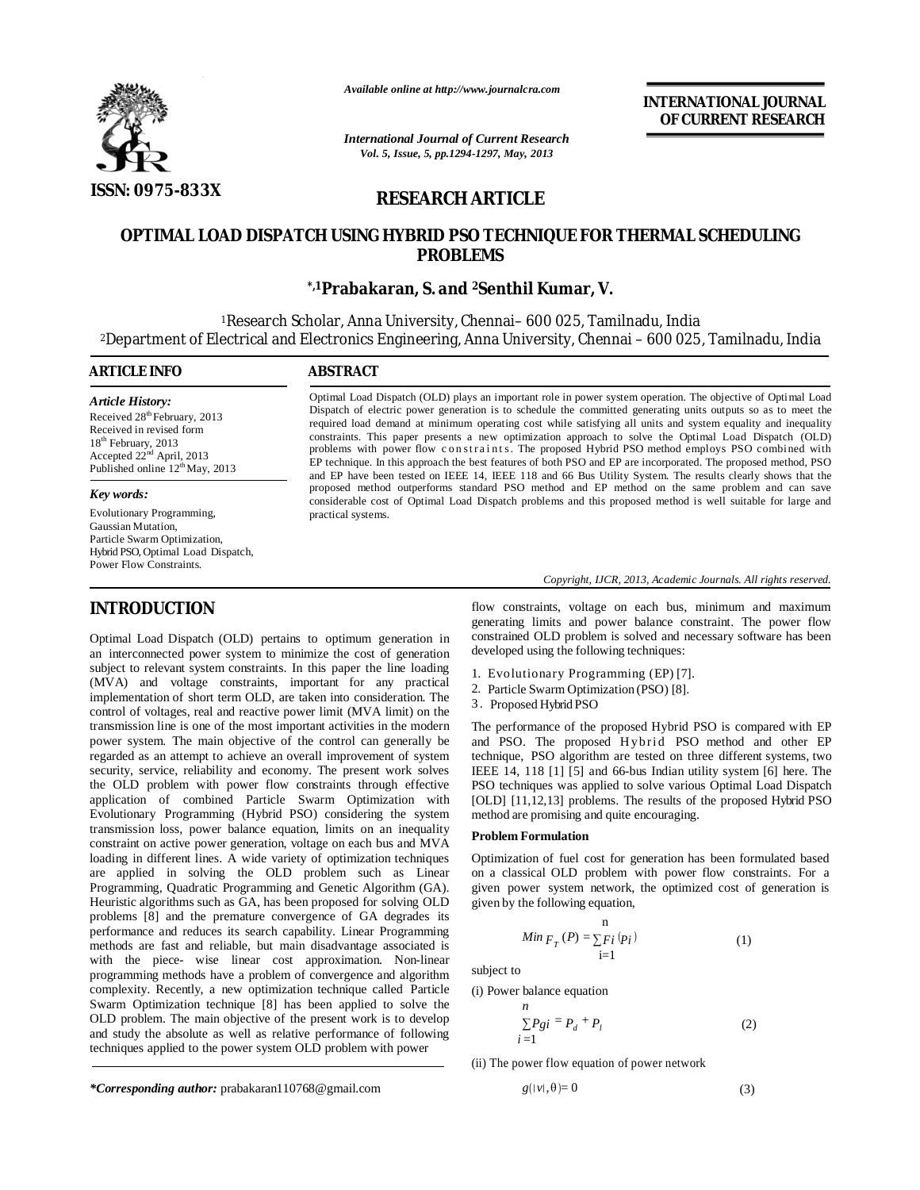*Available online at http://www.journalcra.com*

*International Journal of Current Research*
*Vol. 5, Issue, 5, pp.1294-1297, May, 2013*

**INTERNATIONAL JOURNAL OF CURRENT RESEARCH**

**ISSN: 0975-833X**

## RESEARCH ARTICLE

# OPTIMAL LOAD DISPATCH USING HYBRID PSO TECHNIQUE FOR THERMAL SCHEDULING PROBLEMS

**\*,1Prabakaran, S. and 2Senthil Kumar, V.**

1Research Scholar, Anna University, Chennai– 600 025, Tamilnadu, India
2Department of Electrical and Electronics Engineering, Anna University, Chennai – 600 025, Tamilnadu, India

### ARTICLE INFO

*Article History:*
Received 28th February, 2013
Received in revised form
18th February, 2013
Accepted 22nd April, 2013
Published online 12th May, 2013

*Key words:*
Evolutionary Programming,
Gaussian Mutation,
Particle Swarm Optimization,
Hybrid PSO, Optimal Load Dispatch,
Power Flow Constraints.

### ABSTRACT

Optimal Load Dispatch (OLD) plays an important role in power system operation. The objective of Optimal Load Dispatch of electric power generation is to schedule the committed generating units outputs so as to meet the required load demand at minimum operating cost while satisfying all units and system equality and inequality constraints. This paper presents a new optimization approach to solve the Optimal Load Dispatch (OLD) problems with power flow constraints. The proposed Hybrid PSO method employs PSO combined with EP technique. In this approach the best features of both PSO and EP are incorporated. The proposed method, PSO and EP have been tested on IEEE 14, IEEE 118 and 66 Bus Utility System. The results clearly shows that the proposed method outperforms standard PSO method and EP method on the same problem and can save considerable cost of Optimal Load Dispatch problems and this proposed method is well suitable for large and practical systems.

*Copyright, IJCR, 2013, Academic Journals. All rights reserved.*

## INTRODUCTION

Optimal Load Dispatch (OLD) pertains to optimum generation in an interconnected power system to minimize the cost of generation subject to relevant system constraints. In this paper the line loading (MVA) and voltage constraints, important for any practical implementation of short term OLD, are taken into consideration. The control of voltages, real and reactive power limit (MVA limit) on the transmission line is one of the most important activities in the modern power system. The main objective of the control can generally be regarded as an attempt to achieve an overall improvement of system security, service, reliability and economy. The present work solves the OLD problem with power flow constraints through effective application of combined Particle Swarm Optimization with Evolutionary Programming (Hybrid PSO) considering the system transmission loss, power balance equation, limits on an inequality constraint on active power generation, voltage on each bus and MVA loading in different lines. A wide variety of optimization techniques are applied in solving the OLD problem such as Linear Programming, Quadratic Programming and Genetic Algorithm (GA). Heuristic algorithms such as GA, has been proposed for solving OLD problems [8] and the premature convergence of GA degrades its performance and reduces its search capability. Linear Programming methods are fast and reliable, but main disadvantage associated is with the piece- wise linear cost approximation. Non-linear programming methods have a problem of convergence and algorithm complexity. Recently, a new optimization technique called Particle Swarm Optimization technique [8] has been applied to solve the OLD problem. The main objective of the present work is to develop and study the absolute as well as relative performance of following techniques applied to the power system OLD problem with power flow constraints, voltage on each bus, minimum and maximum generating limits and power balance constraint. The power flow constrained OLD problem is solved and necessary software has been developed using the following techniques:

1. Evolutionary Programming (EP) [7].
2. Particle Swarm Optimization (PSO) [8].
3. Proposed Hybrid PSO

The performance of the proposed Hybrid PSO is compared with EP and PSO. The proposed Hybrid PSO method and other EP technique, PSO algorithm are tested on three different systems, two IEEE 14, 118 [1] [5] and 66-bus Indian utility system [6] here. The PSO techniques was applied to solve various Optimal Load Dispatch [OLD] [11,12,13] problems. The results of the proposed Hybrid PSO method are promising and quite encouraging.

### Problem Formulation

Optimization of fuel cost for generation has been formulated based on a classical OLD problem with power flow constraints. For a given power system network, the optimized cost of generation is given by the following equation,

$$Min\ F_T(P) = \sum_{i=1}^{n} F_i(P_i) \qquad (1)$$

subject to

(i) Power balance equation

$$\sum_{i=1}^{n} P_{gi} = P_d + P_l \qquad (2)$$

(ii) The power flow equation of power network

$$g(|v|, \theta) = 0 \qquad (3)$$

***Corresponding author:** prabakaran110768@gmail.com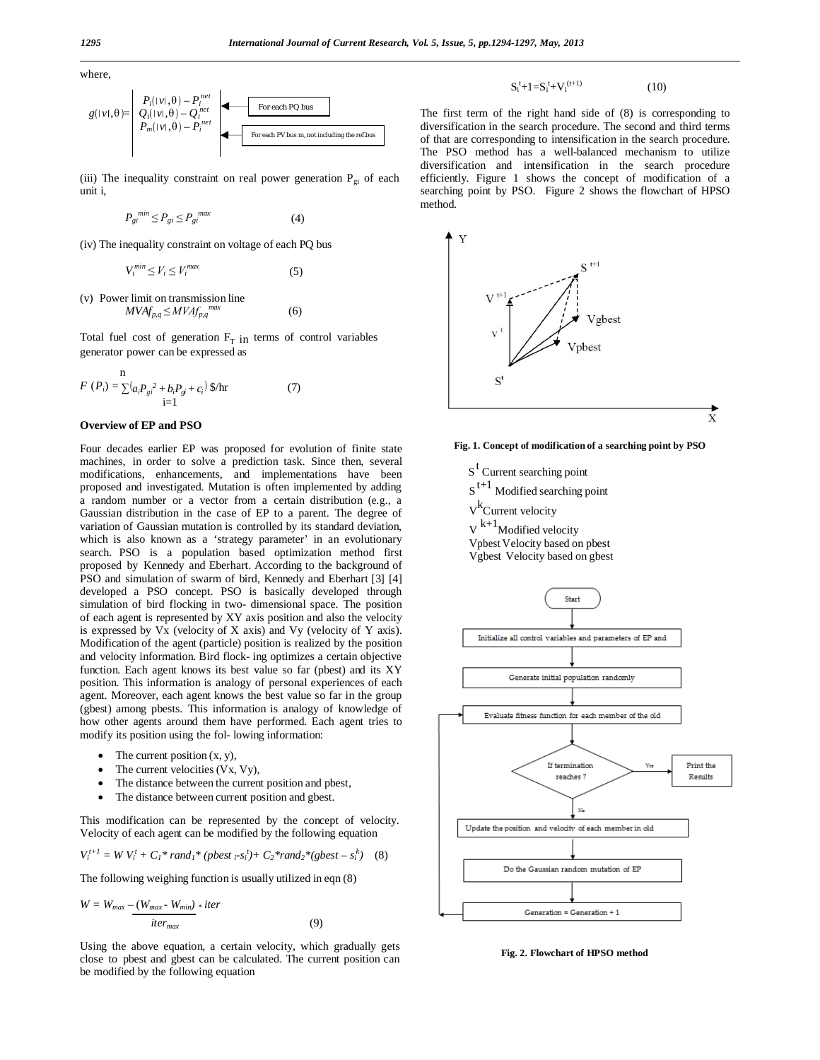where,

$$g(|v|,\theta)=\begin{vmatrix} P_i(|v|,\theta)-P_i^{net} \\ Q_i(|v|,\theta)-Q_i^{net} \\ P_m(|v|,\theta)-P_i^{net} \end{vmatrix}$$

For each PQ bus

For each PV bus m, not including the ref.bus

(iii) The inequality constraint on real power generation $P_{gi}$ of each unit i,

$$P_{gi}^{min} \leq P_{gi} \leq P_{gi}^{max} \quad (4)$$

(iv) The inequality constraint on voltage of each PQ bus

$$V_i^{min} \leq V_i \leq V_i^{max} \quad (5)$$

(v) Power limit on transmission line

$$MVAf_{p,q} \leq MVAf_{p,q}^{max} \quad (6)$$

Total fuel cost of generation $F_T$ in terms of control variables generator power can be expressed as

$$F\ (P_i) = \sum_{i=1}^{n}(a_i P_{gi}^2 + b_i P_{gi} + c_i)\ \$/\text{hr} \quad (7)$$

**Overview of EP and PSO**

Four decades earlier EP was proposed for evolution of finite state machines, in order to solve a prediction task. Since then, several modifications, enhancements, and implementations have been proposed and investigated. Mutation is often implemented by adding a random number or a vector from a certain distribution (e.g., a Gaussian distribution in the case of EP to a parent. The degree of variation of Gaussian mutation is controlled by its standard deviation, which is also known as a 'strategy parameter' in an evolutionary search. PSO is a population based optimization method first proposed by Kennedy and Eberhart. According to the background of PSO and simulation of swarm of bird, Kennedy and Eberhart [3] [4] developed a PSO concept. PSO is basically developed through simulation of bird flocking in two- dimensional space. The position of each agent is represented by XY axis position and also the velocity is expressed by Vx (velocity of X axis) and Vy (velocity of Y axis). Modification of the agent (particle) position is realized by the position and velocity information. Bird flock- ing optimizes a certain objective function. Each agent knows its best value so far (pbest) and its XY position. This information is analogy of personal experiences of each agent. Moreover, each agent knows the best value so far in the group (gbest) among pbests. This information is analogy of knowledge of how other agents around them have performed. Each agent tries to modify its position using the fol- lowing information:

- The current position (x, y),
- The current velocities (Vx, Vy),
- The distance between the current position and pbest,
- The distance between current position and gbest.

This modification can be represented by the concept of velocity. Velocity of each agent can be modified by the following equation

$$V_i^{t+1} = W\,V_i^t + C_1 * rand_1 * (pbest_i - s_i^t) + C_2 * rand_2 * (gbest - s_i^k) \quad (8)$$

The following weighing function is usually utilized in eqn (8)

$$W = W_{max} - \frac{(W_{max} - W_{min}) * iter}{iter_{max}} \quad (9)$$

Using the above equation, a certain velocity, which gradually gets close to pbest and gbest can be calculated. The current position can be modified by the following equation

$$S_i^t + 1 = S_i^t + V_i^{(t+1)} \quad (10)$$

The first term of the right hand side of (8) is corresponding to diversification in the search procedure. The second and third terms of that are corresponding to intensification in the search procedure. The PSO method has a well-balanced mechanism to utilize diversification and intensification in the search procedure efficiently. Figure 1 shows the concept of modification of a searching point by PSO. Figure 2 shows the flowchart of HPSO method.

**Fig. 1. Concept of modification of a searching point by PSO**

$S^t$ Current searching point

$S^{t+1}$ Modified searching point

$V^k$ Current velocity

$V^{k+1}$ Modified velocity

Vpbest Velocity based on pbest

Vgbest Velocity based on gbest

**Fig. 2. Flowchart of HPSO method**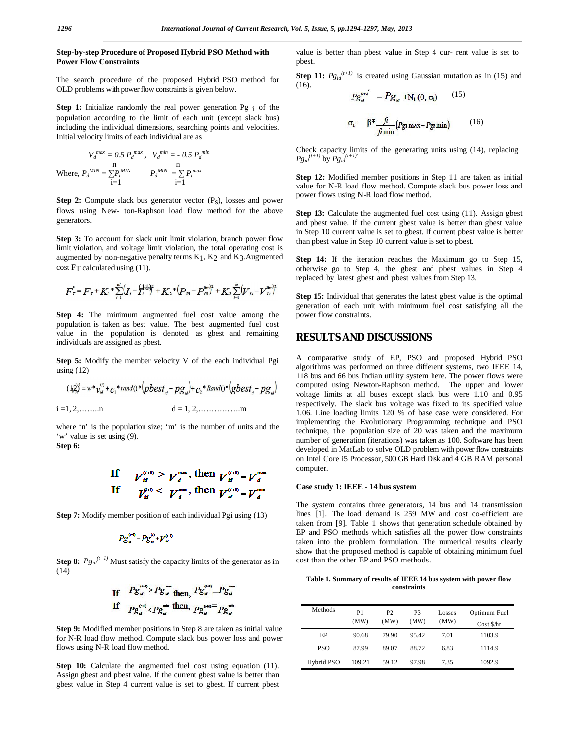### Step-by-step Procedure of Proposed Hybrid PSO Method with Power Flow Constraints

The search procedure of the proposed Hybrid PSO method for OLD problems with power flow constraints is given below.

**Step 1:** Initialize randomly the real power generation Pg $_i$ of the population according to the limit of each unit (except slack bus) including the individual dimensions, searching points and velocities. Initial velocity limits of each individual are as

$$V_d^{max} = 0.5\, P_d^{max}, \quad V_d^{min} = -\,0.5\, P_d^{min}$$

Where, $P_d^{MIN} = \sum_{i=1}^{n} P_t^{MIN} \qquad P_d^{MIN} = \sum_{i=1}^{n} P_t^{max}$

**Step 2:** Compute slack bus generator vector ($P_S$), losses and power flows using New- ton-Raphson load flow method for the above generators.

**Step 3:** To account for slack unit limit violation, branch power flow limit violation, and voltage limit violation, the total operating cost is augmented by non-negative penalty terms $K_1$, $K_2$ and $K_3$.Augmented cost $F_T$ calculated using (11).

$$F_T^* = F_T + K_1 * \sum_{i=1}^{nl} \left(I_i - I_i^{lim}\right)^2 + K_2 * \left(P_{G1} - P_{G1}^{lim}\right)^2 + K_3 \sum_{i=1}^{N} \left(V_{Li} - V_{Li}^{lim}\right)^2 \quad (11)$$

**Step 4:** The minimum augmented fuel cost value among the population is taken as best value. The best augmented fuel cost value in the population is denoted as gbest and remaining individuals are assigned as pbest.

**Step 5:** Modify the member velocity V of the each individual Pgi using (12)

$$v_{id}^{(t+1)} = w * v_{id}^{(t)} + c_1 * rand() * \left(pbest_{id} - pg_{id}\right) + c_2 * Rand() * \left(gbest_d - pg_{id}\right) \quad (12)$$

i =1, 2,……..n d = 1, 2,…………….m

where 'n' is the population size; 'm' is the number of units and the 'w' value is set using (9).

**Step 6:**

$$\text{If } V_{id}^{(t+1)} > V_d^{max}, \text{ then } V_{id}^{(t+1)} = V_d^{max}$$

$$\text{If } V_{id}^{(t+1)} < V_d^{min}, \text{ then } V_{id}^{(t+1)} = V_d^{min}$$

**Step 7:** Modify member position of each individual Pgi using (13)

$$Pg_{id}^{(t+1)} = Pg_{id}^{(t)} + V_{id}^{(t+1)}$$

**Step 8:** $Pg_{id}^{(t+1)}$ Must satisfy the capacity limits of the generator as in (14)

$$\text{If } Pg_{id}^{(t+1)} > Pg_{id}^{max} \text{ then, } Pg_{id}^{(t+1)} = Pg_{id}^{max}$$

$$\text{If } Pg_{id}^{(t+1)} < Pg_{id}^{min} \text{ then, } Pg_{id}^{(t+1)} = Pg_{id}^{min}$$

**Step 9:** Modified member positions in Step 8 are taken as initial value for N-R load flow method. Compute slack bus power loss and power flows using N-R load flow method.

**Step 10:** Calculate the augmented fuel cost using equation (11). Assign gbest and pbest value. If the current gbest value is better than gbest value in Step 4 current value is set to gbest. If current pbest value is better than pbest value in Step 4 cur- rent value is set to pbest.

**Step 11:** $Pg_{id}^{(t+1)}$ is created using Gaussian mutation as in (15) and (16).

$$Pg_{id}^{(t+1)'} = Pg_{id} + N_i(0, \sigma_i) \quad (15)$$

$$\sigma_i = \beta * \frac{f_i}{f_{i\,min}}\left(Pg_{i\,max} - Pg_{i\,min}\right) \quad (16)$$

Check capacity limits of the generating units using (14), replacing $Pg_{id}^{(t+1)}$ by $Pg_{id}^{(t+1)'}$

**Step 12:** Modified member positions in Step 11 are taken as initial value for N-R load flow method. Compute slack bus power loss and power flows using N-R load flow method.

**Step 13:** Calculate the augmented fuel cost using (11). Assign gbest and pbest value. If the current gbest value is better than gbest value in Step 10 current value is set to gbest. If current pbest value is better than pbest value in Step 10 current value is set to pbest.

**Step 14:** If the iteration reaches the Maximum go to Step 15, otherwise go to Step 4, the gbest and pbest values in Step 4 replaced by latest gbest and pbest values from Step 13.

**Step 15:** Individual that generates the latest gbest value is the optimal generation of each unit with minimum fuel cost satisfying all the power flow constraints.

## RESULTS AND DISCUSSIONS

A comparative study of EP, PSO and proposed Hybrid PSO algorithms was performed on three different systems, two IEEE 14, 118 bus and 66 bus Indian utility system here. The power flows were computed using Newton-Raphson method. The upper and lower voltage limits at all buses except slack bus were 1.10 and 0.95 respectively. The slack bus voltage was fixed to its specified value 1.06. Line loading limits 120 % of base case were considered. For implementing the Evolutionary Programming technique and PSO technique, the population size of 20 was taken and the maximum number of generation (iterations) was taken as 100. Software has been developed in MatLab to solve OLD problem with power flow constraints on Intel Core i5 Processor, 500 GB Hard Disk and 4 GB RAM personal computer.

### Case study 1: IEEE - 14 bus system

The system contains three generators, 14 bus and 14 transmission lines [1]. The load demand is 259 MW and cost co-efficient are taken from [9]. Table 1 shows that generation schedule obtained by EP and PSO methods which satisfies all the power flow constraints taken into the problem formulation. The numerical results clearly show that the proposed method is capable of obtaining minimum fuel cost than the other EP and PSO methods.

**Table 1. Summary of results of IEEE 14 bus system with power flow constraints**

| Methods | P1 (MW) | P2 (MW) | P3 (MW) | Losses (MW) | Optimum Fuel Cost $/hr |
|---|---|---|---|---|---|
| EP | 90.68 | 79.90 | 95.42 | 7.01 | 1103.9 |
| PSO | 87.99 | 89.07 | 88.72 | 6.83 | 1114.9 |
| Hybrid PSO | 109.21 | 59.12 | 97.98 | 7.35 | 1092.9 |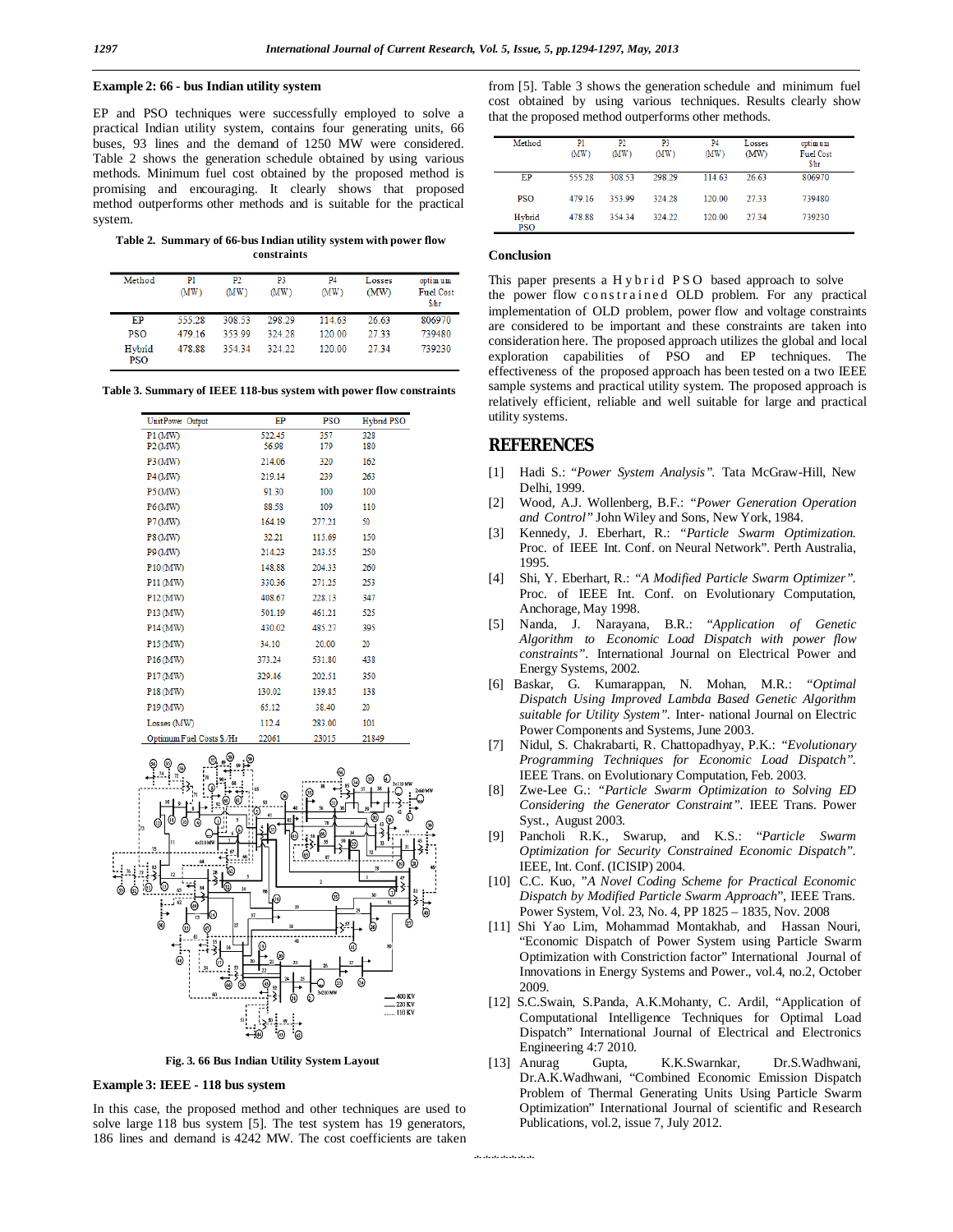### Example 2: 66 - bus Indian utility system

EP and PSO techniques were successfully employed to solve a practical Indian utility system, contains four generating units, 66 buses, 93 lines and the demand of 1250 MW were considered. Table 2 shows the generation schedule obtained by using various methods. Minimum fuel cost obtained by the proposed method is promising and encouraging. It clearly shows that proposed method outperforms other methods and is suitable for the practical system.

**Table 2. Summary of 66-bus Indian utility system with power flow constraints**

| Method | P1 (MW) | P2 (MW) | P3 (MW) | P4 (MW) | Losses (MW) | optimum Fuel Cost $/hr |
|---|---|---|---|---|---|---|
| EP | 555.28 | 308.53 | 298.29 | 114.63 | 26.63 | 806970 |
| PSO | 479.16 | 353.99 | 324.28 | 120.00 | 27.33 | 739480 |
| Hybrid PSO | 478.88 | 354.34 | 324.22 | 120.00 | 27.34 | 739230 |

**Table 3. Summary of IEEE 118-bus system with power flow constraints**

| UnitPower Output | EP | PSO | Hybrid PSO |
|---|---|---|---|
| P1 (MW) | 522.45 | 357 | 328 |
| P2 (MW) | 56.98 | 179 | 180 |
| P3 (MW) | 214.06 | 320 | 162 |
| P4 (MW) | 219.14 | 239 | 263 |
| P5 (MW) | 91.30 | 100 | 100 |
| P6 (MW) | 88.58 | 109 | 110 |
| P7 (MW) | 164.19 | 277.21 | 50 |
| P8 (MW) | 32.21 | 115.69 | 150 |
| P9 (MW) | 214.23 | 243.55 | 250 |
| P10 (MW) | 148.88 | 204.33 | 260 |
| P11 (MW) | 330.36 | 271.25 | 253 |
| P12 (MW) | 408.67 | 228.13 | 347 |
| P13 (MW) | 501.19 | 461.21 | 525 |
| P14 (MW) | 430.02 | 485.27 | 395 |
| P15 (MW) | 34.10 | 20.00 | 20 |
| P16 (MW) | 373.24 | 531.80 | 438 |
| P17 (MW) | 329.46 | 202.51 | 350 |
| P18 (MW) | 130.02 | 139.85 | 138 |
| P19 (MW) | 65.12 | 38.40 | 20 |
| Losses (MW) | 112.4 | 283.00 | 101 |
| Optimum Fuel Costs $/Hr | 22061 | 23015 | 21849 |

**Fig. 3. 66 Bus Indian Utility System Layout**

### Example 3: IEEE - 118 bus system

In this case, the proposed method and other techniques are used to solve large 118 bus system [5]. The test system has 19 generators, 186 lines and demand is 4242 MW. The cost coefficients are taken from [5]. Table 3 shows the generation schedule and minimum fuel cost obtained by using various techniques. Results clearly show that the proposed method outperforms other methods.

| Method | P1 (MW) | P2 (MW) | P3 (MW) | P4 (MW) | Losses (MW) | optimum Fuel Cost $/hr |
|---|---|---|---|---|---|---|
| EP | 555.28 | 308.53 | 298.29 | 114.63 | 26.63 | 806970 |
| PSO | 479.16 | 353.99 | 324.28 | 120.00 | 27.33 | 739480 |
| Hybrid PSO | 478.88 | 354.34 | 324.22 | 120.00 | 27.34 | 739230 |

### Conclusion

This paper presents a Hybrid PSO based approach to solve the power flow constrained OLD problem. For any practical implementation of OLD problem, power flow and voltage constraints are considered to be important and these constraints are taken into consideration here. The proposed approach utilizes the global and local exploration capabilities of PSO and EP techniques. The effectiveness of the proposed approach has been tested on a two IEEE sample systems and practical utility system. The proposed approach is relatively efficient, reliable and well suitable for large and practical utility systems.

## REFERENCES

[1] Hadi S.: *"Power System Analysis"*. Tata McGraw-Hill, New Delhi, 1999.

[2] Wood, A.J. Wollenberg, B.F.: *"Power Generation Operation and Control"* John Wiley and Sons, New York, 1984.

[3] Kennedy, J. Eberhart, R.: *"Particle Swarm Optimization.* Proc. of IEEE Int. Conf. on Neural Network". Perth Australia, 1995.

[4] Shi, Y. Eberhart, R.: *"A Modified Particle Swarm Optimizer"*. Proc. of IEEE Int. Conf. on Evolutionary Computation, Anchorage, May 1998.

[5] Nanda, J. Narayana, B.R.: *"Application of Genetic Algorithm to Economic Load Dispatch with power flow constraints"*. International Journal on Electrical Power and Energy Systems, 2002.

[6] Baskar, G. Kumarappan, N. Mohan, M.R.: *"Optimal Dispatch Using Improved Lambda Based Genetic Algorithm suitable for Utility System"*. Inter- national Journal on Electric Power Components and Systems, June 2003.

[7] Nidul, S. Chakrabarti, R. Chattopadhyay, P.K.: *"Evolutionary Programming Techniques for Economic Load Dispatch"*. IEEE Trans. on Evolutionary Computation, Feb. 2003.

[8] Zwe-Lee G.: *"Particle Swarm Optimization to Solving ED Considering the Generator Constraint"*. IEEE Trans. Power Syst., August 2003.

[9] Pancholi R.K., Swarup, and K.S.: *"Particle Swarm Optimization for Security Constrained Economic Dispatch"*. IEEE, Int. Conf. (ICISIP) 2004.

[10] C.C. Kuo, "*A Novel Coding Scheme for Practical Economic Dispatch by Modified Particle Swarm Approach*", IEEE Trans. Power System, Vol. 23, No. 4, PP 1825 – 1835, Nov. 2008

[11] Shi Yao Lim, Mohammad Montakhab, and Hassan Nouri, "Economic Dispatch of Power System using Particle Swarm Optimization with Constriction factor" International Journal of Innovations in Energy Systems and Power., vol.4, no.2, October 2009.

[12] S.C.Swain, S.Panda, A.K.Mohanty, C. Ardil, "Application of Computational Intelligence Techniques for Optimal Load Dispatch" International Journal of Electrical and Electronics Engineering 4:7 2010.

[13] Anurag Gupta, K.K.Swarnkar, Dr.S.Wadhwani, Dr.A.K.Wadhwani, "Combined Economic Emission Dispatch Problem of Thermal Generating Units Using Particle Swarm Optimization" International Journal of scientific and Research Publications, vol.2, issue 7, July 2012.